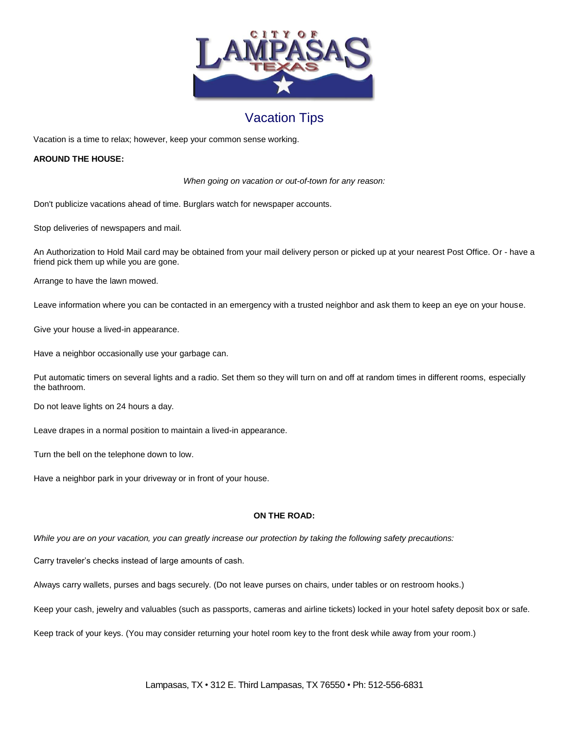# Vacation Tips

Vacation is a time to relax; however, keep your common sense working.

**AROUND THE HOUSE:**

*When going on vacation or out-of-town for any reason:*

Don't publicize vacations ahead of time. Burglars watch for newspaper accounts.

Stop deliveries of newspapers and mail.

An Authorization to Hold Mail card may be obtained from your mail delivery person or picked up at your nearest Post Office. Or - have a friend pick them up while you are gone.

Arrange to have the lawn mowed.

Leave information where you can be contacted in an emergency with a trusted neighbor and ask them to keep an eye on your house.

Give your house a lived-in appearance.

Have a neighbor occasionally use your garbage can.

Put automatic timers on several lights and a radio. Set them so they will turn on and off at random times in different rooms, especially the bathroom.

Do not leave lights on 24 hours a day.

Leave drapes in a normal position to maintain a lived-in appearance.

Turn the bell on the telephone down to low.

Have a neighbor park in your driveway or in front of your house.

**ON THE ROAD:**

*While you are on your vacation, you can greatly increase our protection by taking the following safety precautions:*

Carry traveler's checks instead of large amounts of cash.

Always carry wallets, purses and bags securely. (Do not leave purses on chairs, under tables or on restroom hooks.)

Keep your cash, jewelry and valuables (such as passports, cameras and airline tickets) locked in your hotel safety deposit box or safe.

Keep track of your keys. (You may consider returning your hotel room key to the front desk while away from your room.)

Lampasas, TX • 312 E. Third Lampasas, TX 76550 • Ph: 512-556-6831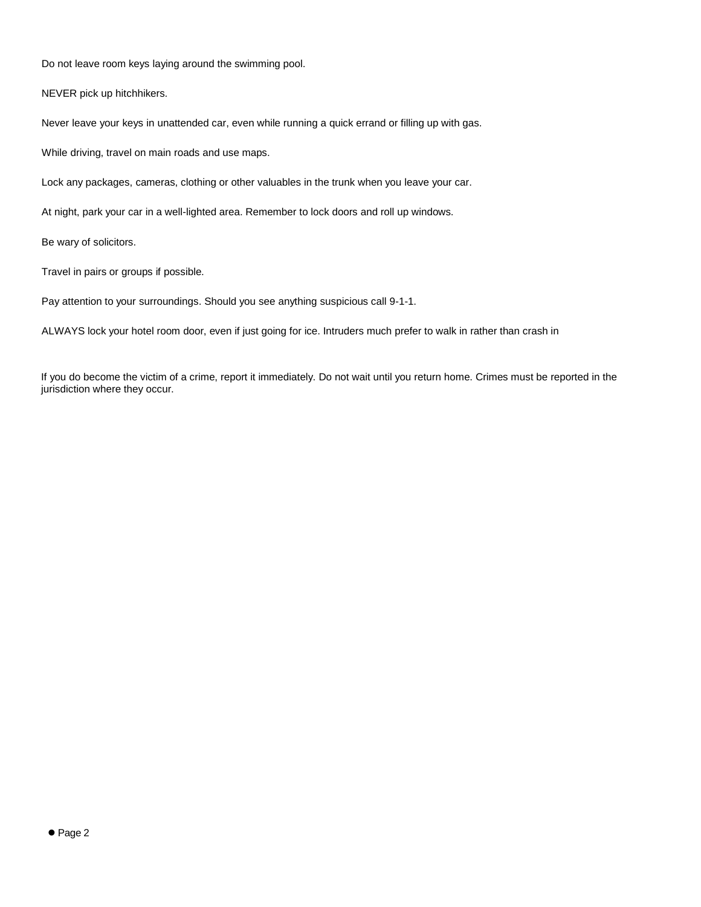Do not leave room keys laying around the swimming pool.

NEVER pick up hitchhikers.

Never leave your keys in unattended car, even while running a quick errand or filling up with gas.

While driving, travel on main roads and use maps.

Lock any packages, cameras, clothing or other valuables in the trunk when you leave your car.

At night, park your car in a well-lighted area. Remember to lock doors and roll up windows.

Be wary of solicitors.

Travel in pairs or groups if possible.

Pay attention to your surroundings. Should you see anything suspicious call 9-1-1.

ALWAYS lock your hotel room door, even if just going for ice. Intruders much prefer to walk in rather than crash in

If you do become the victim of a crime, report it immediately. Do not wait until you return home. Crimes must be reported in the jurisdiction where they occur.